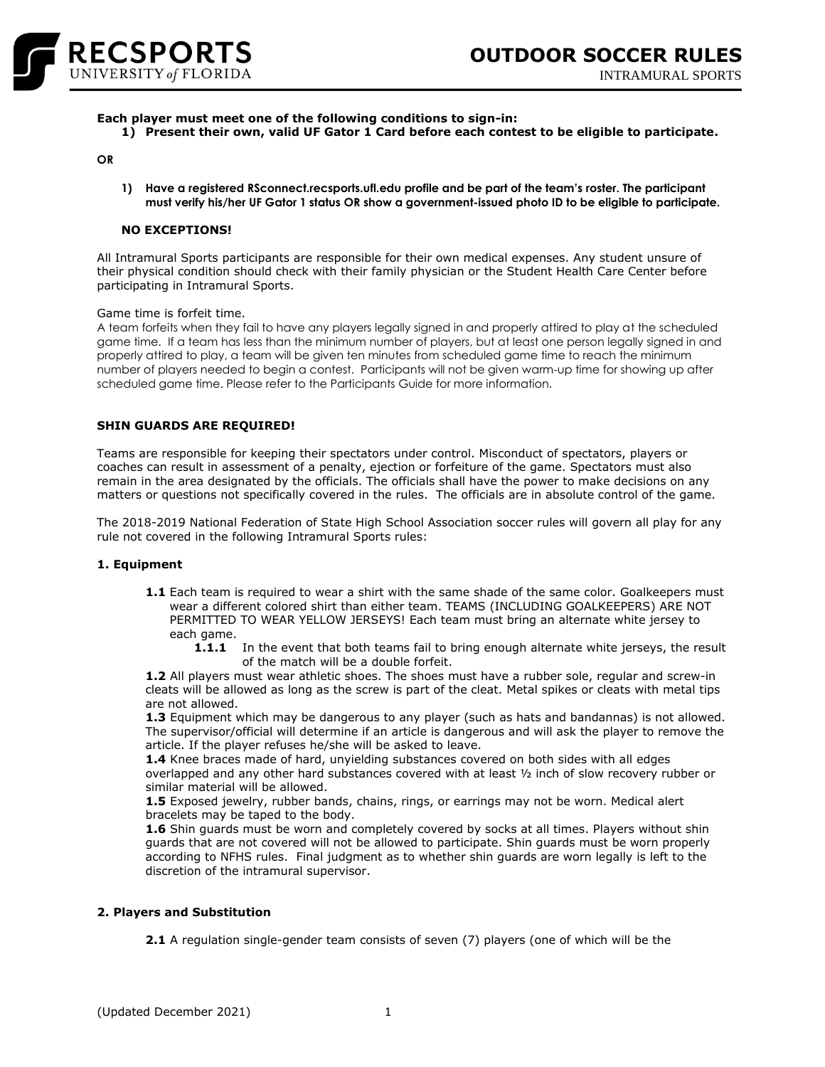# OUTDOOR SOCCER RULES

INTRAMURAL SPORTS

**Each player must meet one of the following conditions to sign-in:**

1) **Present their own, valid UF Gator 1 Card before each contest to be eligible to participate.**

**OR**

1) **Have a registered RSconnect.recsports.ufl.edu profile and be part of the team's roster. The participant must verify his/her UF Gator 1 status OR show a government-issued photo ID to be eligible to participate.**

**NO EXCEPTIONS!**

All Intramural Sports participants are responsible for their own medical expenses. Any student unsure of their physical condition should check with their family physician or the Student Health Care Center before participating in Intramural Sports.

Game time is forfeit time.

A team forfeits when they fail to have any players legally signed in and properly attired to play at the scheduled game time. If a team has less than the minimum number of players, but at least one person legally signed in and properly attired to play, a team will be given ten minutes from scheduled game time to reach the minimum number of players needed to begin a contest. Participants will not be given warm-up time for showing up after scheduled game time. Please refer to the Participants Guide for more information.

**SHIN GUARDS ARE REQUIRED!**

Teams are responsible for keeping their spectators under control. Misconduct of spectators, players or coaches can result in assessment of a penalty, ejection or forfeiture of the game. Spectators must also remain in the area designated by the officials. The officials shall have the power to make decisions on any matters or questions not specifically covered in the rules. The officials are in absolute control of the game.

The 2018-2019 National Federation of State High School Association soccer rules will govern all play for any rule not covered in the following Intramural Sports rules:

### 1. Equipment

**1.1** Each team is required to wear a shirt with the same shade of the same color. Goalkeepers must wear a different colored shirt than either team. TEAMS (INCLUDING GOALKEEPERS) ARE NOT PERMITTED TO WEAR YELLOW JERSEYS! Each team must bring an alternate white jersey to each game.

**1.1.1** In the event that both teams fail to bring enough alternate white jerseys, the result of the match will be a double forfeit.

**1.2** All players must wear athletic shoes. The shoes must have a rubber sole, regular and screw-in cleats will be allowed as long as the screw is part of the cleat. Metal spikes or cleats with metal tips are not allowed.

**1.3** Equipment which may be dangerous to any player (such as hats and bandannas) is not allowed. The supervisor/official will determine if an article is dangerous and will ask the player to remove the article. If the player refuses he/she will be asked to leave.

**1.4** Knee braces made of hard, unyielding substances covered on both sides with all edges overlapped and any other hard substances covered with at least ½ inch of slow recovery rubber or similar material will be allowed.

**1.5** Exposed jewelry, rubber bands, chains, rings, or earrings may not be worn. Medical alert bracelets may be taped to the body.

**1.6** Shin guards must be worn and completely covered by socks at all times. Players without shin guards that are not covered will not be allowed to participate. Shin guards must be worn properly according to NFHS rules. Final judgment as to whether shin guards are worn legally is left to the discretion of the intramural supervisor.

### 2. Players and Substitution

**2.1** A regulation single-gender team consists of seven (7) players (one of which will be the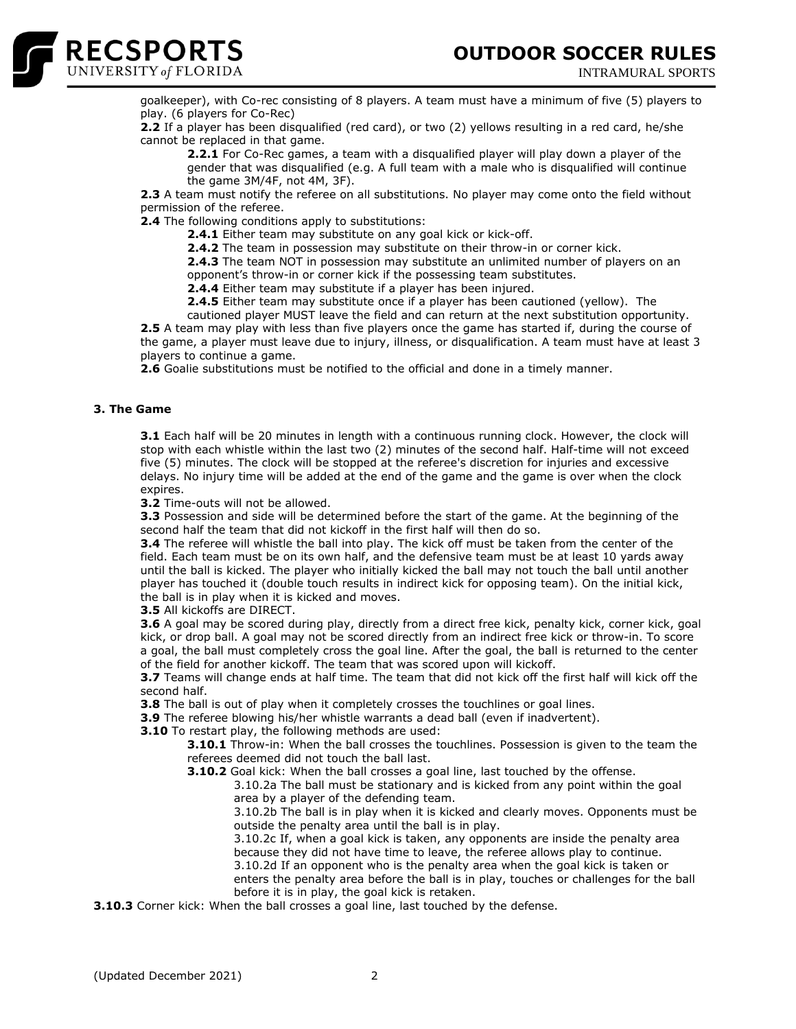goalkeeper), with Co-rec consisting of 8 players. A team must have a minimum of five (5) players to play. (6 players for Co-Rec)

**2.2** If a player has been disqualified (red card), or two (2) yellows resulting in a red card, he/she cannot be replaced in that game.

> **2.2.1** For Co-Rec games, a team with a disqualified player will play down a player of the gender that was disqualified (e.g. A full team with a male who is disqualified will continue the game 3M/4F, not 4M, 3F).

**2.3** A team must notify the referee on all substitutions. No player may come onto the field without permission of the referee.

**2.4** The following conditions apply to substitutions:

> **2.4.1** Either team may substitute on any goal kick or kick-off.
>
> **2.4.2** The team in possession may substitute on their throw-in or corner kick.
>
> **2.4.3** The team NOT in possession may substitute an unlimited number of players on an opponent's throw-in or corner kick if the possessing team substitutes.
>
> **2.4.4** Either team may substitute if a player has been injured.
>
> **2.4.5** Either team may substitute once if a player has been cautioned (yellow). The cautioned player MUST leave the field and can return at the next substitution opportunity.

**2.5** A team may play with less than five players once the game has started if, during the course of the game, a player must leave due to injury, illness, or disqualification. A team must have at least 3 players to continue a game.

**2.6** Goalie substitutions must be notified to the official and done in a timely manner.

### 3. The Game

**3.1** Each half will be 20 minutes in length with a continuous running clock. However, the clock will stop with each whistle within the last two (2) minutes of the second half. Half-time will not exceed five (5) minutes. The clock will be stopped at the referee's discretion for injuries and excessive delays. No injury time will be added at the end of the game and the game is over when the clock expires.

**3.2** Time-outs will not be allowed.

**3.3** Possession and side will be determined before the start of the game. At the beginning of the second half the team that did not kickoff in the first half will then do so.

**3.4** The referee will whistle the ball into play. The kick off must be taken from the center of the field. Each team must be on its own half, and the defensive team must be at least 10 yards away until the ball is kicked. The player who initially kicked the ball may not touch the ball until another player has touched it (double touch results in indirect kick for opposing team). On the initial kick, the ball is in play when it is kicked and moves.

**3.5** All kickoffs are DIRECT.

**3.6** A goal may be scored during play, directly from a direct free kick, penalty kick, corner kick, goal kick, or drop ball. A goal may not be scored directly from an indirect free kick or throw-in. To score a goal, the ball must completely cross the goal line. After the goal, the ball is returned to the center of the field for another kickoff. The team that was scored upon will kickoff.

**3.7** Teams will change ends at half time. The team that did not kick off the first half will kick off the second half.

**3.8** The ball is out of play when it completely crosses the touchlines or goal lines.

**3.9** The referee blowing his/her whistle warrants a dead ball (even if inadvertent).

**3.10** To restart play, the following methods are used:

> **3.10.1** Throw-in: When the ball crosses the touchlines. Possession is given to the team the referees deemed did not touch the ball last.
>
> **3.10.2** Goal kick: When the ball crosses a goal line, last touched by the offense.
>
> > 3.10.2a The ball must be stationary and is kicked from any point within the goal area by a player of the defending team.
> >
> > 3.10.2b The ball is in play when it is kicked and clearly moves. Opponents must be outside the penalty area until the ball is in play.
> >
> > 3.10.2c If, when a goal kick is taken, any opponents are inside the penalty area because they did not have time to leave, the referee allows play to continue.
> >
> > 3.10.2d If an opponent who is the penalty area when the goal kick is taken or enters the penalty area before the ball is in play, touches or challenges for the ball before it is in play, the goal kick is retaken.

**3.10.3** Corner kick: When the ball crosses a goal line, last touched by the defense.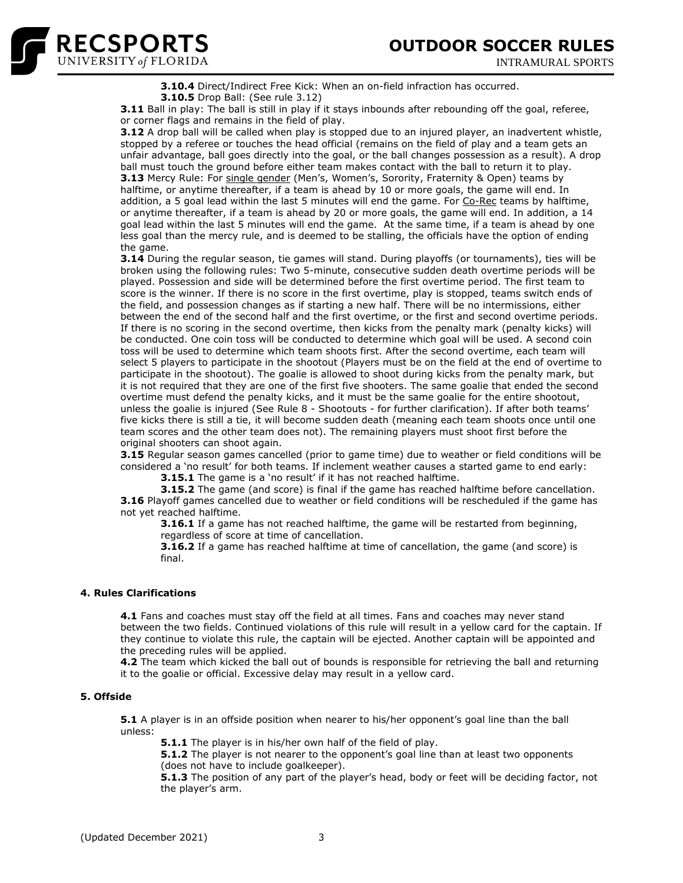**3.10.4** Direct/Indirect Free Kick: When an on-field infraction has occurred.

**3.10.5** Drop Ball: (See rule 3.12)

**3.11** Ball in play: The ball is still in play if it stays inbounds after rebounding off the goal, referee, or corner flags and remains in the field of play.

**3.12** A drop ball will be called when play is stopped due to an injured player, an inadvertent whistle, stopped by a referee or touches the head official (remains on the field of play and a team gets an unfair advantage, ball goes directly into the goal, or the ball changes possession as a result). A drop ball must touch the ground before either team makes contact with the ball to return it to play.

**3.13** Mercy Rule: For single gender (Men's, Women's, Sorority, Fraternity & Open) teams by halftime, or anytime thereafter, if a team is ahead by 10 or more goals, the game will end. In addition, a 5 goal lead within the last 5 minutes will end the game. For Co-Rec teams by halftime, or anytime thereafter, if a team is ahead by 20 or more goals, the game will end. In addition, a 14 goal lead within the last 5 minutes will end the game. At the same time, if a team is ahead by one less goal than the mercy rule, and is deemed to be stalling, the officials have the option of ending the game.

**3.14** During the regular season, tie games will stand. During playoffs (or tournaments), ties will be broken using the following rules: Two 5-minute, consecutive sudden death overtime periods will be played. Possession and side will be determined before the first overtime period. The first team to score is the winner. If there is no score in the first overtime, play is stopped, teams switch ends of the field, and possession changes as if starting a new half. There will be no intermissions, either between the end of the second half and the first overtime, or the first and second overtime periods. If there is no scoring in the second overtime, then kicks from the penalty mark (penalty kicks) will be conducted. One coin toss will be conducted to determine which goal will be used. A second coin toss will be used to determine which team shoots first. After the second overtime, each team will select 5 players to participate in the shootout (Players must be on the field at the end of overtime to participate in the shootout). The goalie is allowed to shoot during kicks from the penalty mark, but it is not required that they are one of the first five shooters. The same goalie that ended the second overtime must defend the penalty kicks, and it must be the same goalie for the entire shootout, unless the goalie is injured (See Rule 8 - Shootouts - for further clarification). If after both teams' five kicks there is still a tie, it will become sudden death (meaning each team shoots once until one team scores and the other team does not). The remaining players must shoot first before the original shooters can shoot again.

**3.15** Regular season games cancelled (prior to game time) due to weather or field conditions will be considered a 'no result' for both teams. If inclement weather causes a started game to end early:

**3.15.1** The game is a 'no result' if it has not reached halftime.

**3.15.2** The game (and score) is final if the game has reached halftime before cancellation.

**3.16** Playoff games cancelled due to weather or field conditions will be rescheduled if the game has not yet reached halftime.

**3.16.1** If a game has not reached halftime, the game will be restarted from beginning, regardless of score at time of cancellation.

**3.16.2** If a game has reached halftime at time of cancellation, the game (and score) is final.

## 4. Rules Clarifications

**4.1** Fans and coaches must stay off the field at all times. Fans and coaches may never stand between the two fields. Continued violations of this rule will result in a yellow card for the captain. If they continue to violate this rule, the captain will be ejected. Another captain will be appointed and the preceding rules will be applied.

**4.2** The team which kicked the ball out of bounds is responsible for retrieving the ball and returning it to the goalie or official. Excessive delay may result in a yellow card.

## 5. Offside

**5.1** A player is in an offside position when nearer to his/her opponent's goal line than the ball unless:

**5.1.1** The player is in his/her own half of the field of play.

**5.1.2** The player is not nearer to the opponent's goal line than at least two opponents (does not have to include goalkeeper).

**5.1.3** The position of any part of the player's head, body or feet will be deciding factor, not the player's arm.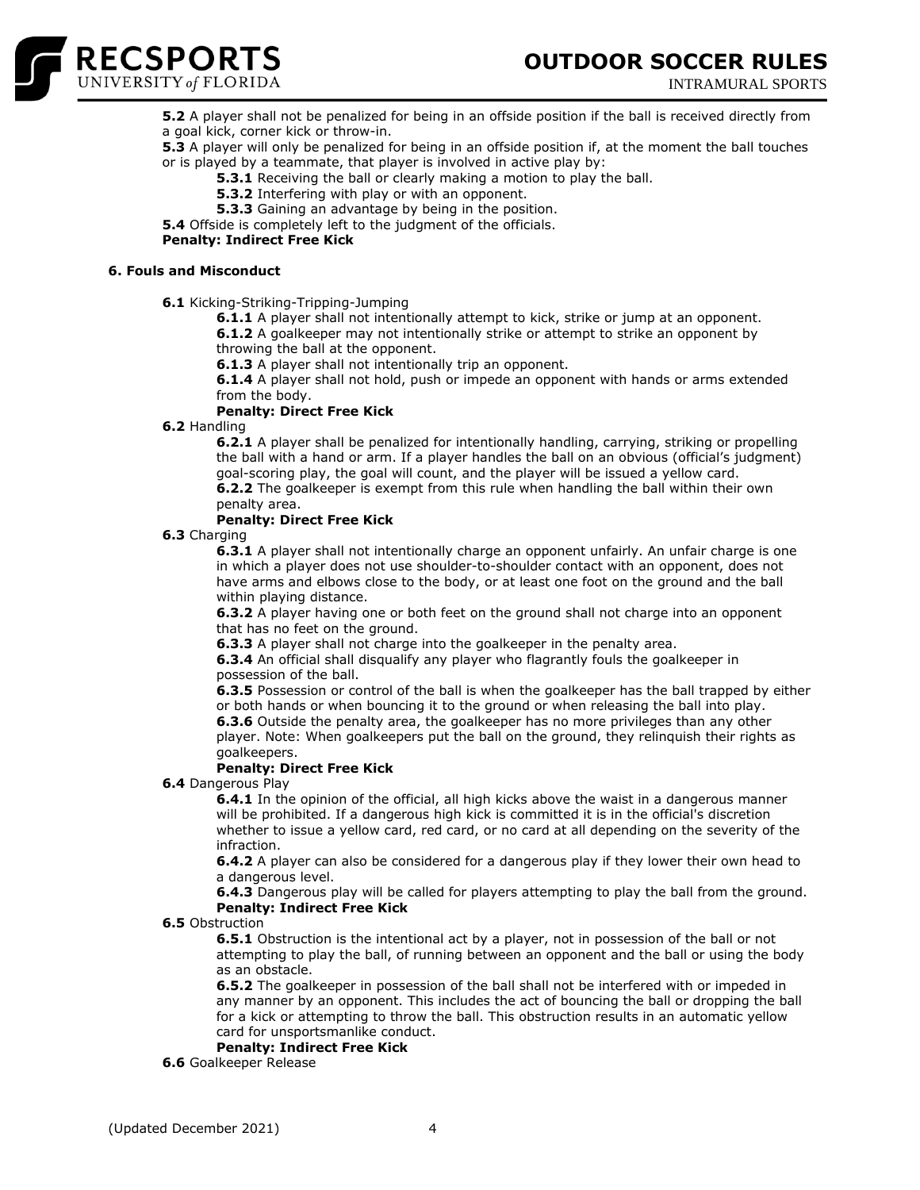**5.2** A player shall not be penalized for being in an offside position if the ball is received directly from a goal kick, corner kick or throw-in.

**5.3** A player will only be penalized for being in an offside position if, at the moment the ball touches or is played by a teammate, that player is involved in active play by:

- **5.3.1** Receiving the ball or clearly making a motion to play the ball.
- **5.3.2** Interfering with play or with an opponent.
- **5.3.3** Gaining an advantage by being in the position.

**5.4** Offside is completely left to the judgment of the officials.

**Penalty: Indirect Free Kick**

### 6. Fouls and Misconduct

**6.1** Kicking-Striking-Tripping-Jumping

- **6.1.1** A player shall not intentionally attempt to kick, strike or jump at an opponent.
- **6.1.2** A goalkeeper may not intentionally strike or attempt to strike an opponent by throwing the ball at the opponent.
- **6.1.3** A player shall not intentionally trip an opponent.
- **6.1.4** A player shall not hold, push or impede an opponent with hands or arms extended from the body.

**Penalty: Direct Free Kick**

**6.2** Handling

- **6.2.1** A player shall be penalized for intentionally handling, carrying, striking or propelling the ball with a hand or arm. If a player handles the ball on an obvious (official's judgment) goal-scoring play, the goal will count, and the player will be issued a yellow card.
- **6.2.2** The goalkeeper is exempt from this rule when handling the ball within their own penalty area.

**Penalty: Direct Free Kick**

**6.3** Charging

- **6.3.1** A player shall not intentionally charge an opponent unfairly. An unfair charge is one in which a player does not use shoulder-to-shoulder contact with an opponent, does not have arms and elbows close to the body, or at least one foot on the ground and the ball within playing distance.
- **6.3.2** A player having one or both feet on the ground shall not charge into an opponent that has no feet on the ground.
- **6.3.3** A player shall not charge into the goalkeeper in the penalty area.
- **6.3.4** An official shall disqualify any player who flagrantly fouls the goalkeeper in possession of the ball.
- **6.3.5** Possession or control of the ball is when the goalkeeper has the ball trapped by either or both hands or when bouncing it to the ground or when releasing the ball into play.
- **6.3.6** Outside the penalty area, the goalkeeper has no more privileges than any other player. Note: When goalkeepers put the ball on the ground, they relinquish their rights as goalkeepers.

**Penalty: Direct Free Kick**

**6.4** Dangerous Play

- **6.4.1** In the opinion of the official, all high kicks above the waist in a dangerous manner will be prohibited. If a dangerous high kick is committed it is in the official's discretion whether to issue a yellow card, red card, or no card at all depending on the severity of the infraction.
- **6.4.2** A player can also be considered for a dangerous play if they lower their own head to a dangerous level.
- **6.4.3** Dangerous play will be called for players attempting to play the ball from the ground.

**Penalty: Indirect Free Kick**

**6.5** Obstruction

- **6.5.1** Obstruction is the intentional act by a player, not in possession of the ball or not attempting to play the ball, of running between an opponent and the ball or using the body as an obstacle.
- **6.5.2** The goalkeeper in possession of the ball shall not be interfered with or impeded in any manner by an opponent. This includes the act of bouncing the ball or dropping the ball for a kick or attempting to throw the ball. This obstruction results in an automatic yellow card for unsportsmanlike conduct.

**Penalty: Indirect Free Kick**

**6.6** Goalkeeper Release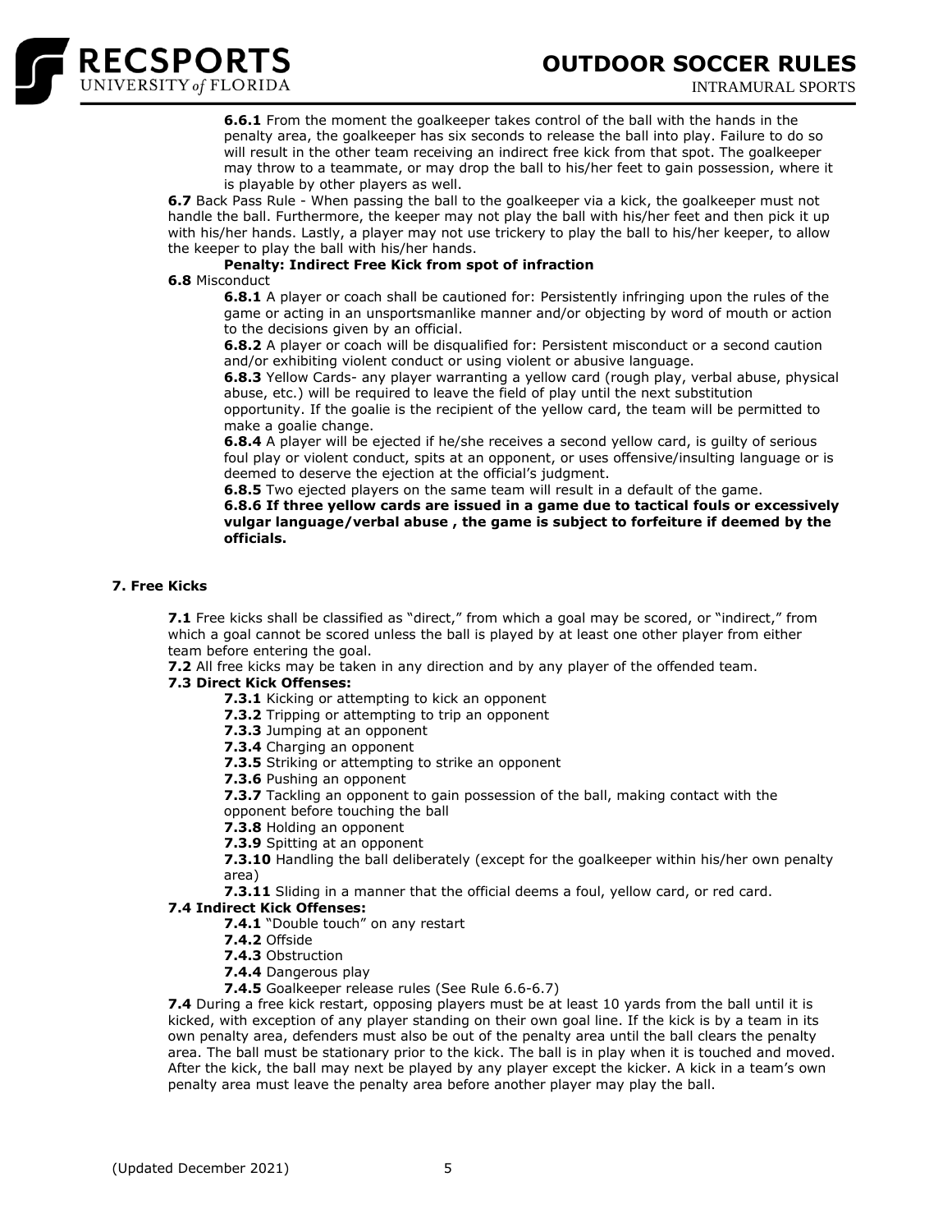**6.6.1** From the moment the goalkeeper takes control of the ball with the hands in the penalty area, the goalkeeper has six seconds to release the ball into play. Failure to do so will result in the other team receiving an indirect free kick from that spot. The goalkeeper may throw to a teammate, or may drop the ball to his/her feet to gain possession, where it is playable by other players as well.

**6.7** Back Pass Rule - When passing the ball to the goalkeeper via a kick, the goalkeeper must not handle the ball. Furthermore, the keeper may not play the ball with his/her feet and then pick it up with his/her hands. Lastly, a player may not use trickery to play the ball to his/her keeper, to allow the keeper to play the ball with his/her hands.

**Penalty: Indirect Free Kick from spot of infraction**

**6.8** Misconduct

**6.8.1** A player or coach shall be cautioned for: Persistently infringing upon the rules of the game or acting in an unsportsmanlike manner and/or objecting by word of mouth or action to the decisions given by an official.

**6.8.2** A player or coach will be disqualified for: Persistent misconduct or a second caution and/or exhibiting violent conduct or using violent or abusive language.

**6.8.3** Yellow Cards- any player warranting a yellow card (rough play, verbal abuse, physical abuse, etc.) will be required to leave the field of play until the next substitution opportunity. If the goalie is the recipient of the yellow card, the team will be permitted to make a goalie change.

**6.8.4** A player will be ejected if he/she receives a second yellow card, is guilty of serious foul play or violent conduct, spits at an opponent, or uses offensive/insulting language or is deemed to deserve the ejection at the official's judgment.

**6.8.5** Two ejected players on the same team will result in a default of the game.

**6.8.6 If three yellow cards are issued in a game due to tactical fouls or excessively vulgar language/verbal abuse , the game is subject to forfeiture if deemed by the officials.**

## 7. Free Kicks

**7.1** Free kicks shall be classified as "direct," from which a goal may be scored, or "indirect," from which a goal cannot be scored unless the ball is played by at least one other player from either team before entering the goal.

**7.2** All free kicks may be taken in any direction and by any player of the offended team.

**7.3 Direct Kick Offenses:**

**7.3.1** Kicking or attempting to kick an opponent

**7.3.2** Tripping or attempting to trip an opponent

**7.3.3** Jumping at an opponent

**7.3.4** Charging an opponent

**7.3.5** Striking or attempting to strike an opponent

**7.3.6** Pushing an opponent

**7.3.7** Tackling an opponent to gain possession of the ball, making contact with the opponent before touching the ball

**7.3.8** Holding an opponent

**7.3.9** Spitting at an opponent

**7.3.10** Handling the ball deliberately (except for the goalkeeper within his/her own penalty area)

**7.3.11** Sliding in a manner that the official deems a foul, yellow card, or red card.

**7.4 Indirect Kick Offenses:**

**7.4.1** "Double touch" on any restart

**7.4.2** Offside

**7.4.3** Obstruction

**7.4.4** Dangerous play

**7.4.5** Goalkeeper release rules (See Rule 6.6-6.7)

**7.4** During a free kick restart, opposing players must be at least 10 yards from the ball until it is kicked, with exception of any player standing on their own goal line. If the kick is by a team in its own penalty area, defenders must also be out of the penalty area until the ball clears the penalty area. The ball must be stationary prior to the kick. The ball is in play when it is touched and moved. After the kick, the ball may next be played by any player except the kicker. A kick in a team's own penalty area must leave the penalty area before another player may play the ball.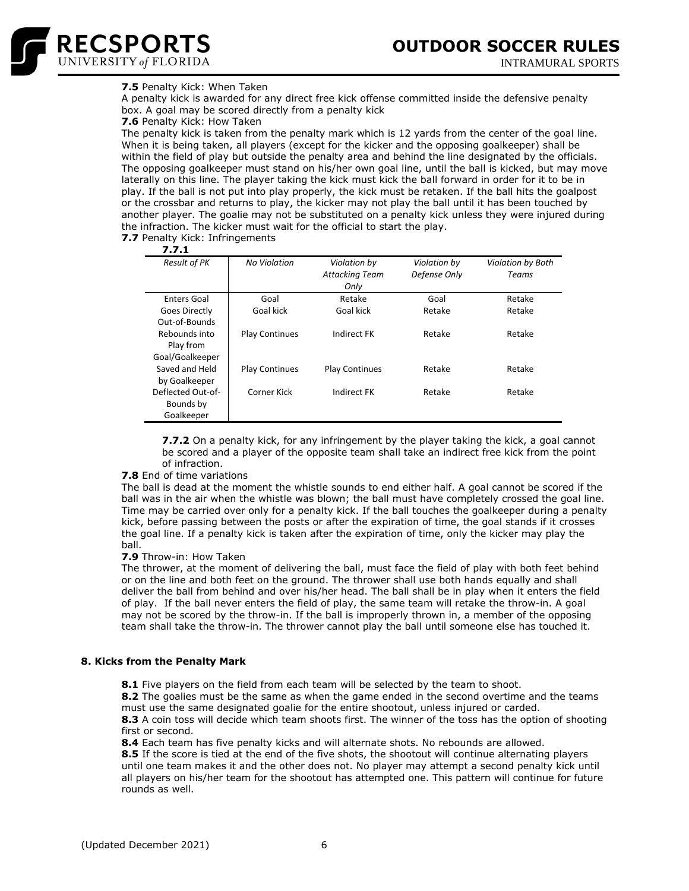**7.5** Penalty Kick: When Taken

A penalty kick is awarded for any direct free kick offense committed inside the defensive penalty box. A goal may be scored directly from a penalty kick

**7.6** Penalty Kick: How Taken

The penalty kick is taken from the penalty mark which is 12 yards from the center of the goal line. When it is being taken, all players (except for the kicker and the opposing goalkeeper) shall be within the field of play but outside the penalty area and behind the line designated by the officials. The opposing goalkeeper must stand on his/her own goal line, until the ball is kicked, but may move laterally on this line. The player taking the kick must kick the ball forward in order for it to be in play. If the ball is not put into play properly, the kick must be retaken. If the ball hits the goalpost or the crossbar and returns to play, the kicker may not play the ball until it has been touched by another player. The goalie may not be substituted on a penalty kick unless they were injured during the infraction. The kicker must wait for the official to start the play.

**7.7** Penalty Kick: Infringements

**7.7.1**

| *Result of PK* | *No Violation* | *Violation by Attacking Team Only* | *Violation by Defense Only* | *Violation by Both Teams* |
|---|---|---|---|---|
| Enters Goal | Goal | Retake | Goal | Retake |
| Goes Directly Out-of-Bounds | Goal kick | Goal kick | Retake | Retake |
| Rebounds into Play from Goal/Goalkeeper | Play Continues | Indirect FK | Retake | Retake |
| Saved and Held by Goalkeeper | Play Continues | Play Continues | Retake | Retake |
| Deflected Out-of-Bounds by Goalkeeper | Corner Kick | Indirect FK | Retake | Retake |

**7.7.2** On a penalty kick, for any infringement by the player taking the kick, a goal cannot be scored and a player of the opposite team shall take an indirect free kick from the point of infraction.

**7.8** End of time variations

The ball is dead at the moment the whistle sounds to end either half. A goal cannot be scored if the ball was in the air when the whistle was blown; the ball must have completely crossed the goal line. Time may be carried over only for a penalty kick. If the ball touches the goalkeeper during a penalty kick, before passing between the posts or after the expiration of time, the goal stands if it crosses the goal line. If a penalty kick is taken after the expiration of time, only the kicker may play the ball.

**7.9** Throw-in: How Taken

The thrower, at the moment of delivering the ball, must face the field of play with both feet behind or on the line and both feet on the ground. The thrower shall use both hands equally and shall deliver the ball from behind and over his/her head. The ball shall be in play when it enters the field of play. If the ball never enters the field of play, the same team will retake the throw-in. A goal may not be scored by the throw-in. If the ball is improperly thrown in, a member of the opposing team shall take the throw-in. The thrower cannot play the ball until someone else has touched it.

## 8. Kicks from the Penalty Mark

**8.1** Five players on the field from each team will be selected by the team to shoot.

**8.2** The goalies must be the same as when the game ended in the second overtime and the teams must use the same designated goalie for the entire shootout, unless injured or carded.

**8.3** A coin toss will decide which team shoots first. The winner of the toss has the option of shooting first or second.

**8.4** Each team has five penalty kicks and will alternate shots. No rebounds are allowed.

**8.5** If the score is tied at the end of the five shots, the shootout will continue alternating players until one team makes it and the other does not. No player may attempt a second penalty kick until all players on his/her team for the shootout has attempted one. This pattern will continue for future rounds as well.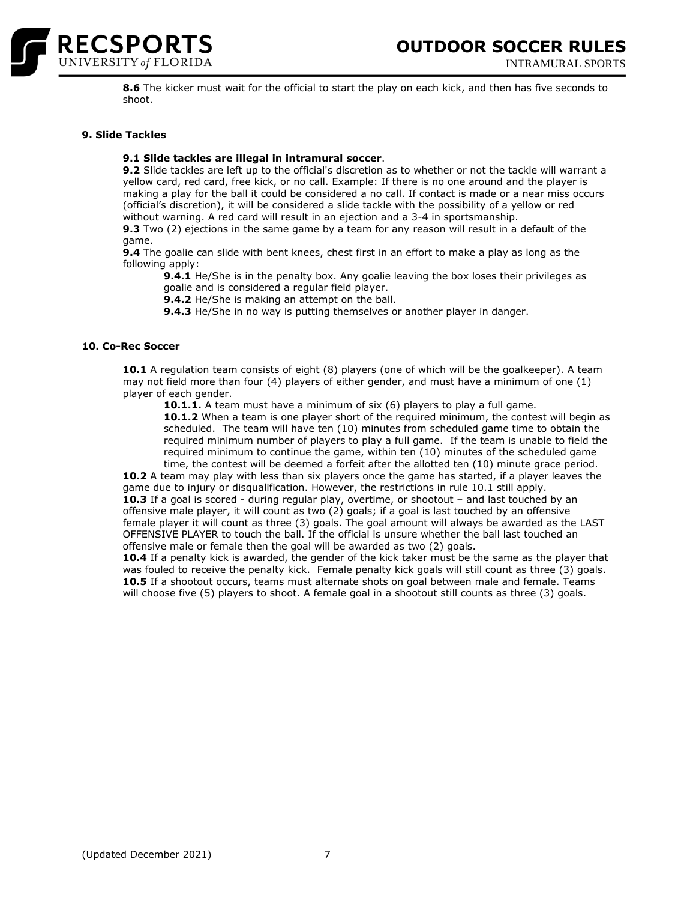**8.6** The kicker must wait for the official to start the play on each kick, and then has five seconds to shoot.

## 9. Slide Tackles

**9.1 Slide tackles are illegal in intramural soccer**.

**9.2** Slide tackles are left up to the official's discretion as to whether or not the tackle will warrant a yellow card, red card, free kick, or no call. Example: If there is no one around and the player is making a play for the ball it could be considered a no call. If contact is made or a near miss occurs (official's discretion), it will be considered a slide tackle with the possibility of a yellow or red without warning. A red card will result in an ejection and a 3-4 in sportsmanship.

**9.3** Two (2) ejections in the same game by a team for any reason will result in a default of the game.

**9.4** The goalie can slide with bent knees, chest first in an effort to make a play as long as the following apply:

- **9.4.1** He/She is in the penalty box. Any goalie leaving the box loses their privileges as goalie and is considered a regular field player.
- **9.4.2** He/She is making an attempt on the ball.
- **9.4.3** He/She in no way is putting themselves or another player in danger.

## 10. Co-Rec Soccer

**10.1** A regulation team consists of eight (8) players (one of which will be the goalkeeper). A team may not field more than four (4) players of either gender, and must have a minimum of one (1) player of each gender.

- **10.1.1.** A team must have a minimum of six (6) players to play a full game.
- **10.1.2** When a team is one player short of the required minimum, the contest will begin as scheduled. The team will have ten (10) minutes from scheduled game time to obtain the required minimum number of players to play a full game. If the team is unable to field the required minimum to continue the game, within ten (10) minutes of the scheduled game time, the contest will be deemed a forfeit after the allotted ten (10) minute grace period.

**10.2** A team may play with less than six players once the game has started, if a player leaves the game due to injury or disqualification. However, the restrictions in rule 10.1 still apply.

**10.3** If a goal is scored - during regular play, overtime, or shootout – and last touched by an offensive male player, it will count as two (2) goals; if a goal is last touched by an offensive female player it will count as three (3) goals. The goal amount will always be awarded as the LAST OFFENSIVE PLAYER to touch the ball. If the official is unsure whether the ball last touched an offensive male or female then the goal will be awarded as two (2) goals.

**10.4** If a penalty kick is awarded, the gender of the kick taker must be the same as the player that was fouled to receive the penalty kick. Female penalty kick goals will still count as three (3) goals.

**10.5** If a shootout occurs, teams must alternate shots on goal between male and female. Teams will choose five (5) players to shoot. A female goal in a shootout still counts as three (3) goals.

(Updated December 2021)